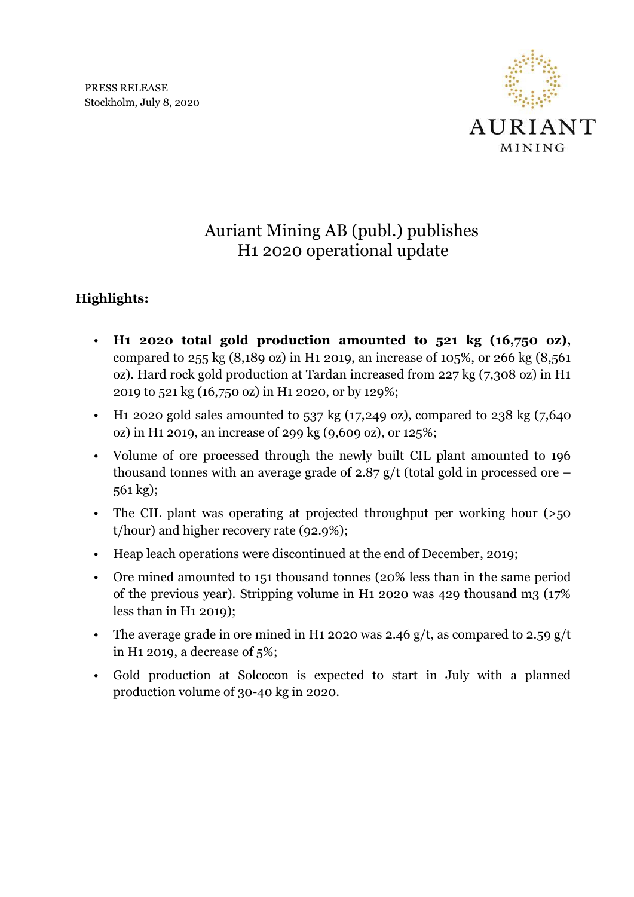PRESS RELEASE
Stockholm, July 8, 2020

AURIANT
MINING

# Auriant Mining AB (publ.) publishes H1 2020 operational update

**Highlights:**

- **H1 2020 total gold production amounted to 521 kg (16,750 oz),** compared to 255 kg (8,189 oz) in H1 2019, an increase of 105%, or 266 kg (8,561 oz). Hard rock gold production at Tardan increased from 227 kg (7,308 oz) in H1 2019 to 521 kg (16,750 oz) in H1 2020, or by 129%;
- H1 2020 gold sales amounted to 537 kg (17,249 oz), compared to 238 kg (7,640 oz) in H1 2019, an increase of 299 kg (9,609 oz), or 125%;
- Volume of ore processed through the newly built CIL plant amounted to 196 thousand tonnes with an average grade of 2.87 g/t (total gold in processed ore – 561 kg);
- The CIL plant was operating at projected throughput per working hour (>50 t/hour) and higher recovery rate (92.9%);
- Heap leach operations were discontinued at the end of December, 2019;
- Ore mined amounted to 151 thousand tonnes (20% less than in the same period of the previous year). Stripping volume in H1 2020 was 429 thousand m3 (17% less than in H1 2019);
- The average grade in ore mined in H1 2020 was 2.46 g/t, as compared to 2.59 g/t in H1 2019, a decrease of 5%;
- Gold production at Solcocon is expected to start in July with a planned production volume of 30-40 kg in 2020.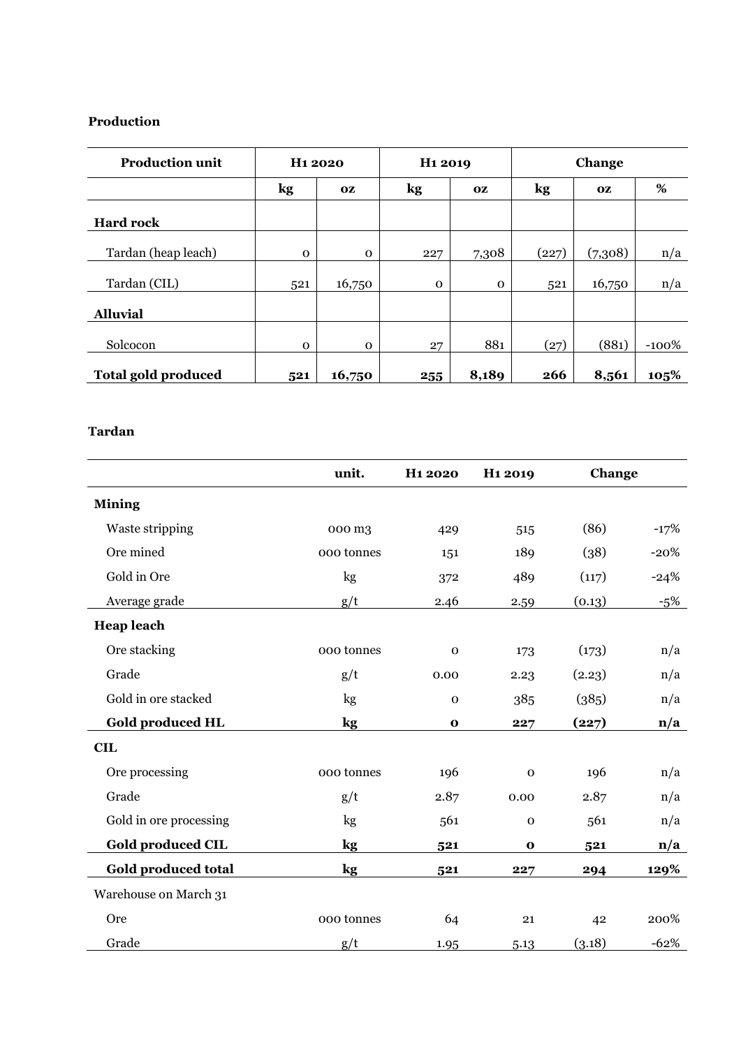**Production**

| Production unit | H1 2020 | | H1 2019 | | Change | | |
|---|---|---|---|---|---|---|---|
| | kg | oz | kg | oz | kg | oz | % |
| **Hard rock** | | | | | | | |
| Tardan (heap leach) | 0 | 0 | 227 | 7,308 | (227) | (7,308) | n/a |
| Tardan (CIL) | 521 | 16,750 | 0 | 0 | 521 | 16,750 | n/a |
| **Alluvial** | | | | | | | |
| Solcocon | 0 | 0 | 27 | 881 | (27) | (881) | -100% |
| **Total gold produced** | **521** | **16,750** | **255** | **8,189** | **266** | **8,561** | **105%** |

**Tardan**

| | unit. | H1 2020 | H1 2019 | Change | |
|---|---|---|---|---|---|
| **Mining** | | | | | |
| Waste stripping | 000 m3 | 429 | 515 | (86) | -17% |
| Ore mined | 000 tonnes | 151 | 189 | (38) | -20% |
| Gold in Ore | kg | 372 | 489 | (117) | -24% |
| Average grade | g/t | 2.46 | 2.59 | (0.13) | -5% |
| **Heap leach** | | | | | |
| Ore stacking | 000 tonnes | 0 | 173 | (173) | n/a |
| Grade | g/t | 0.00 | 2.23 | (2.23) | n/a |
| Gold in ore stacked | kg | 0 | 385 | (385) | n/a |
| **Gold produced HL** | **kg** | **0** | **227** | **(227)** | **n/a** |
| **CIL** | | | | | |
| Ore processing | 000 tonnes | 196 | 0 | 196 | n/a |
| Grade | g/t | 2.87 | 0.00 | 2.87 | n/a |
| Gold in ore processing | kg | 561 | 0 | 561 | n/a |
| **Gold produced CIL** | **kg** | **521** | **0** | **521** | **n/a** |
| **Gold produced total** | **kg** | **521** | **227** | **294** | **129%** |
| Warehouse on March 31 | | | | | |
| Ore | 000 tonnes | 64 | 21 | 42 | 200% |
| Grade | g/t | 1.95 | 5.13 | (3.18) | -62% |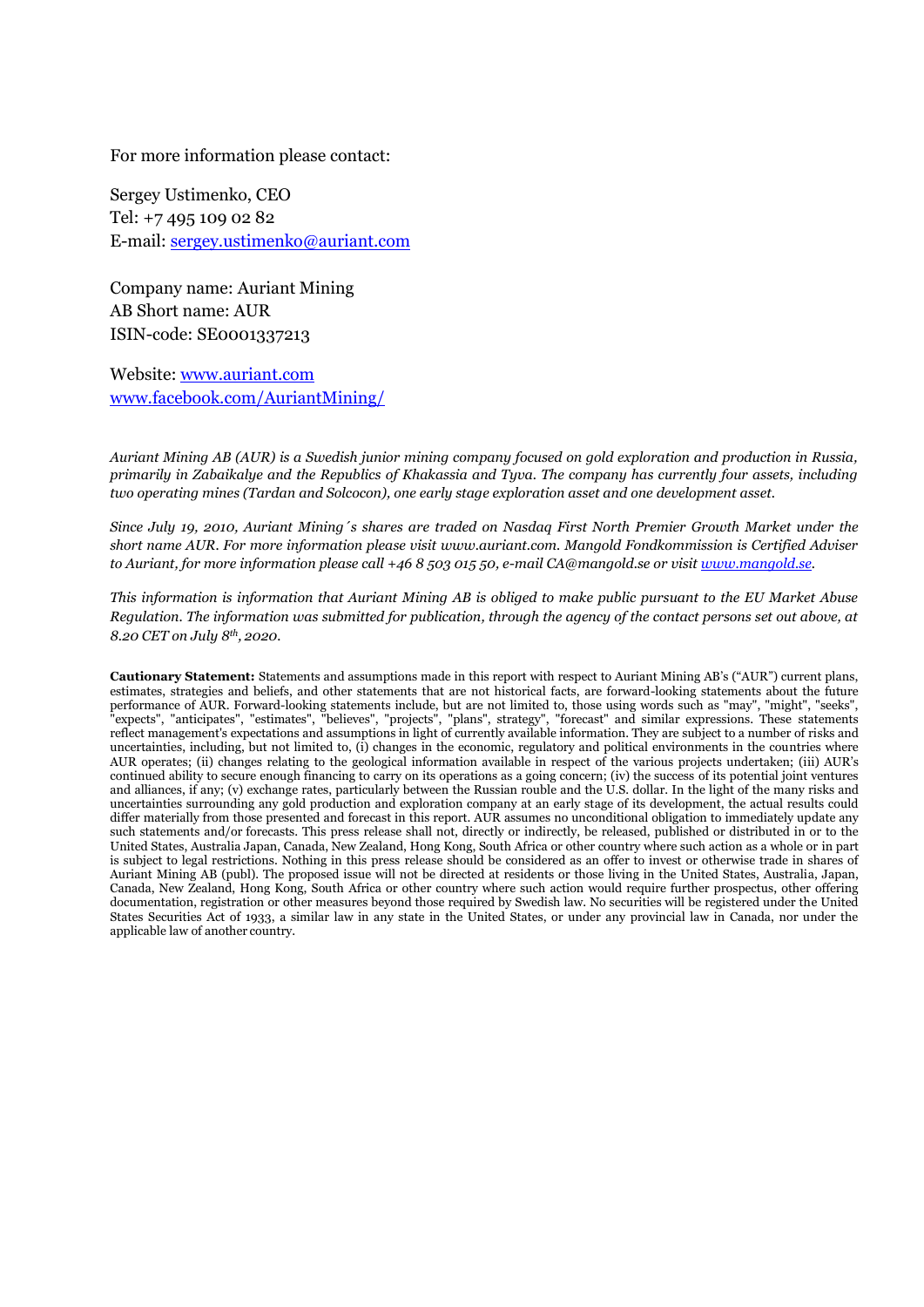For more information please contact:

Sergey Ustimenko, CEO
Tel: +7 495 109 02 82
E-mail: sergey.ustimenko@auriant.com

Company name: Auriant Mining
AB Short name: AUR
ISIN-code: SE0001337213

Website: www.auriant.com
www.facebook.com/AuriantMining/

*Auriant Mining AB (AUR) is a Swedish junior mining company focused on gold exploration and production in Russia, primarily in Zabaikalye and the Republics of Khakassia and Tyva. The company has currently four assets, including two operating mines (Tardan and Solcocon), one early stage exploration asset and one development asset.*

*Since July 19, 2010, Auriant Mining´s shares are traded on Nasdaq First North Premier Growth Market under the short name AUR. For more information please visit www.auriant.com. Mangold Fondkommission is Certified Adviser to Auriant, for more information please call +46 8 503 015 50, e-mail CA@mangold.se or visit www.mangold.se.*

*This information is information that Auriant Mining AB is obliged to make public pursuant to the EU Market Abuse Regulation. The information was submitted for publication, through the agency of the contact persons set out above, at 8.20 CET on July 8th, 2020.*

**Cautionary Statement:** Statements and assumptions made in this report with respect to Auriant Mining AB's ("AUR") current plans, estimates, strategies and beliefs, and other statements that are not historical facts, are forward-looking statements about the future performance of AUR. Forward-looking statements include, but are not limited to, those using words such as "may", "might", "seeks", "expects", "anticipates", "estimates", "believes", "projects", "plans", strategy", "forecast" and similar expressions. These statements reflect management's expectations and assumptions in light of currently available information. They are subject to a number of risks and uncertainties, including, but not limited to, (i) changes in the economic, regulatory and political environments in the countries where AUR operates; (ii) changes relating to the geological information available in respect of the various projects undertaken; (iii) AUR's continued ability to secure enough financing to carry on its operations as a going concern; (iv) the success of its potential joint ventures and alliances, if any; (v) exchange rates, particularly between the Russian rouble and the U.S. dollar. In the light of the many risks and uncertainties surrounding any gold production and exploration company at an early stage of its development, the actual results could differ materially from those presented and forecast in this report. AUR assumes no unconditional obligation to immediately update any such statements and/or forecasts. This press release shall not, directly or indirectly, be released, published or distributed in or to the United States, Australia Japan, Canada, New Zealand, Hong Kong, South Africa or other country where such action as a whole or in part is subject to legal restrictions. Nothing in this press release should be considered as an offer to invest or otherwise trade in shares of Auriant Mining AB (publ). The proposed issue will not be directed at residents or those living in the United States, Australia, Japan, Canada, New Zealand, Hong Kong, South Africa or other country where such action would require further prospectus, other offering documentation, registration or other measures beyond those required by Swedish law. No securities will be registered under the United States Securities Act of 1933, a similar law in any state in the United States, or under any provincial law in Canada, nor under the applicable law of another country.